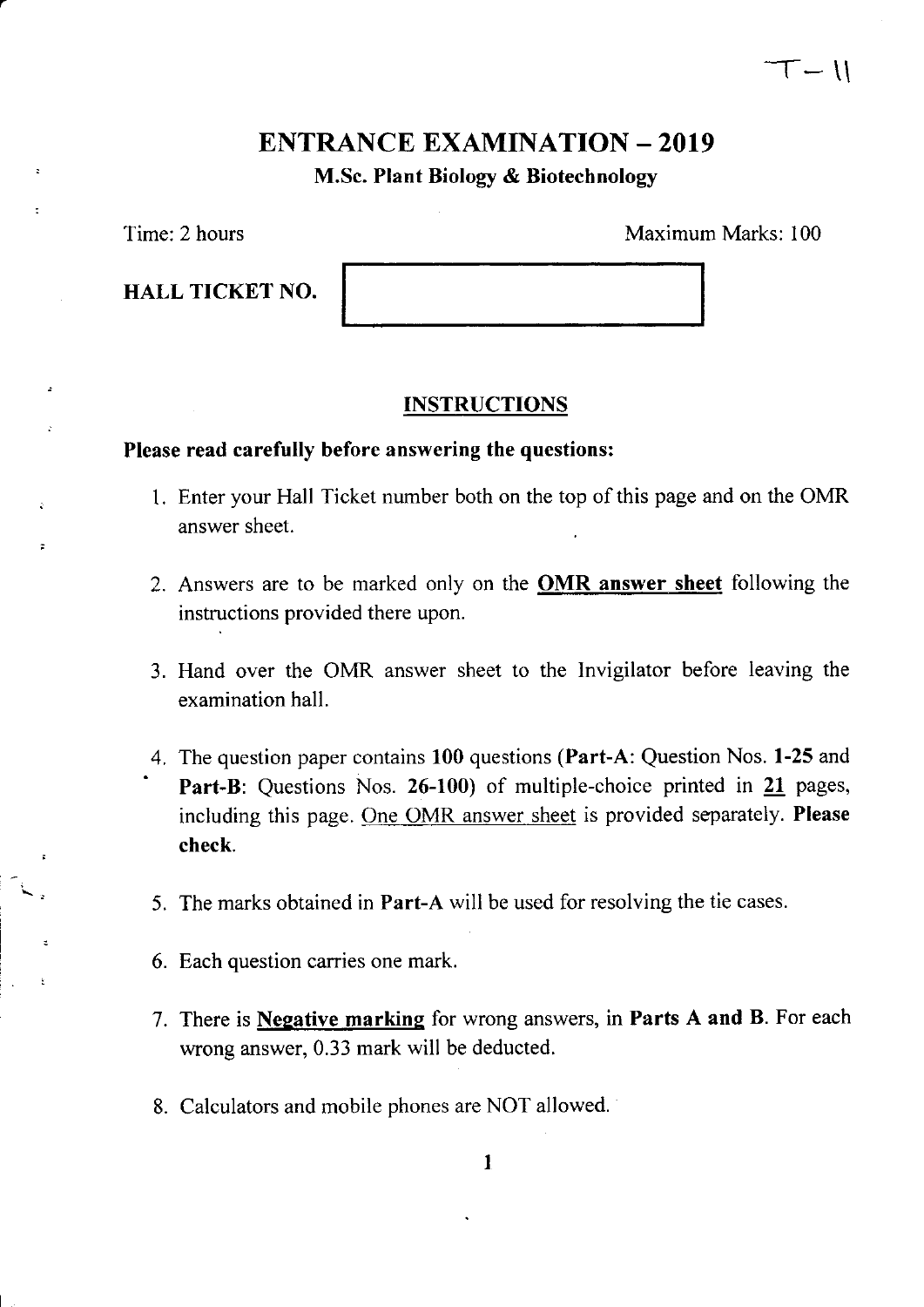T – 11

# ENTRANCE EXAMINATION – 2019

## M.Sc. Plant Biology & Biotechnology

Time: 2 hours

Maximum Marks: 100

**HALL TICKET NO.**

### INSTRUCTIONS

**Please read carefully before answering the questions:**

1. Enter your Hall Ticket number both on the top of this page and on the OMR answer sheet.
2. Answers are to be marked only on the **OMR answer sheet** following the instructions provided there upon.
3. Hand over the OMR answer sheet to the Invigilator before leaving the examination hall.
4. The question paper contains 100 questions (**Part-A**: Question Nos. **1-25** and **Part-B**: Questions Nos. **26-100**) of multiple-choice printed in **21** pages, including this page. One OMR answer sheet is provided separately. **Please check**.
5. The marks obtained in **Part-A** will be used for resolving the tie cases.
6. Each question carries one mark.
7. There is **Negative marking** for wrong answers, in **Parts A and B**. For each wrong answer, 0.33 mark will be deducted.
8. Calculators and mobile phones are NOT allowed.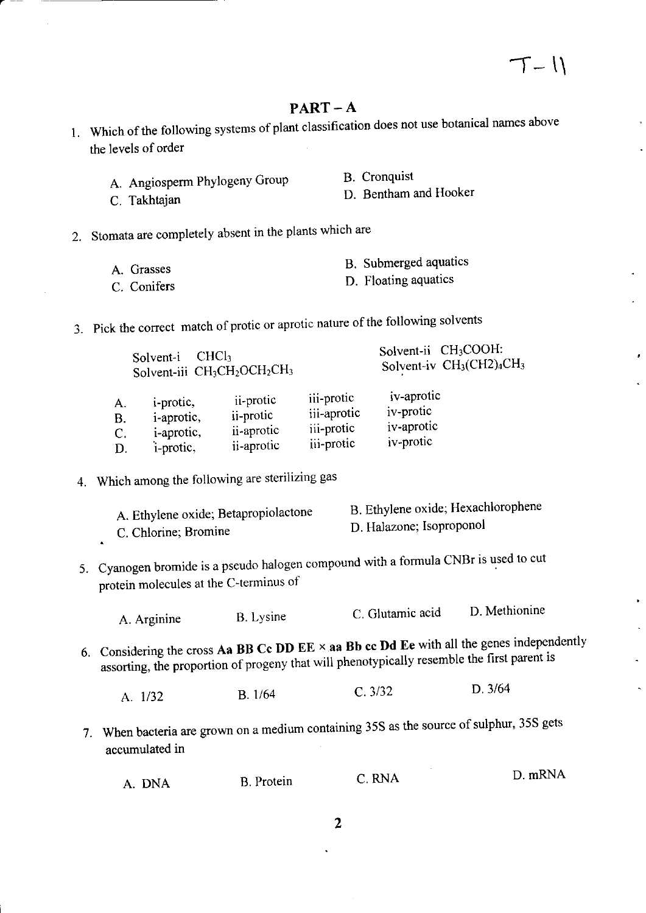T-11

## PART – A

1. Which of the following systems of plant classification does not use botanical names above the levels of order

   A. Angiosperm Phylogeny Group
   B. Cronquist
   C. Takhtajan
   D. Bentham and Hooker

2. Stomata are completely absent in the plants which are

   A. Grasses
   B. Submerged aquatics
   C. Conifers
   D. Floating aquatics

3. Pick the correct match of protic or aprotic nature of the following solvents

   Solvent-i $CHCl_3$
   Solvent-ii $CH_3COOH$:
   Solvent-iii $CH_3CH_2OCH_2CH_3$
   Solvent-iv $CH_3(CH2)_4CH_3$

| | | | | |
|---|---|---|---|---|
| A. | i-protic, | ii-protic | iii-protic | iv-aprotic |
| B. | i-aprotic, | ii-protic | iii-aprotic | iv-protic |
| C. | i-aprotic, | ii-aprotic | iii-protic | iv-aprotic |
| D. | i-protic, | ii-aprotic | iii-protic | iv-protic |

4. Which among the following are sterilizing gas

   A. Ethylene oxide; Betapropiolactone
   B. Ethylene oxide; Hexachlorophene
   C. Chlorine; Bromine
   D. Halazone; Isoproponol

5. Cyanogen bromide is a pseudo halogen compound with a formula CNBr is used to cut protein molecules at the C-terminus of

   A. Arginine
   B. Lysine
   C. Glutamic acid
   D. Methionine

6. Considering the cross **Aa BB Cc DD EE × aa Bb cc Dd Ee** with all the genes independently assorting, the proportion of progeny that will phenotypically resemble the first parent is

   A. 1/32
   B. 1/64
   C. 3/32
   D. 3/64

7. When bacteria are grown on a medium containing 35S as the source of sulphur, 35S gets accumulated in

   A. DNA
   B. Protein
   C. RNA
   D. mRNA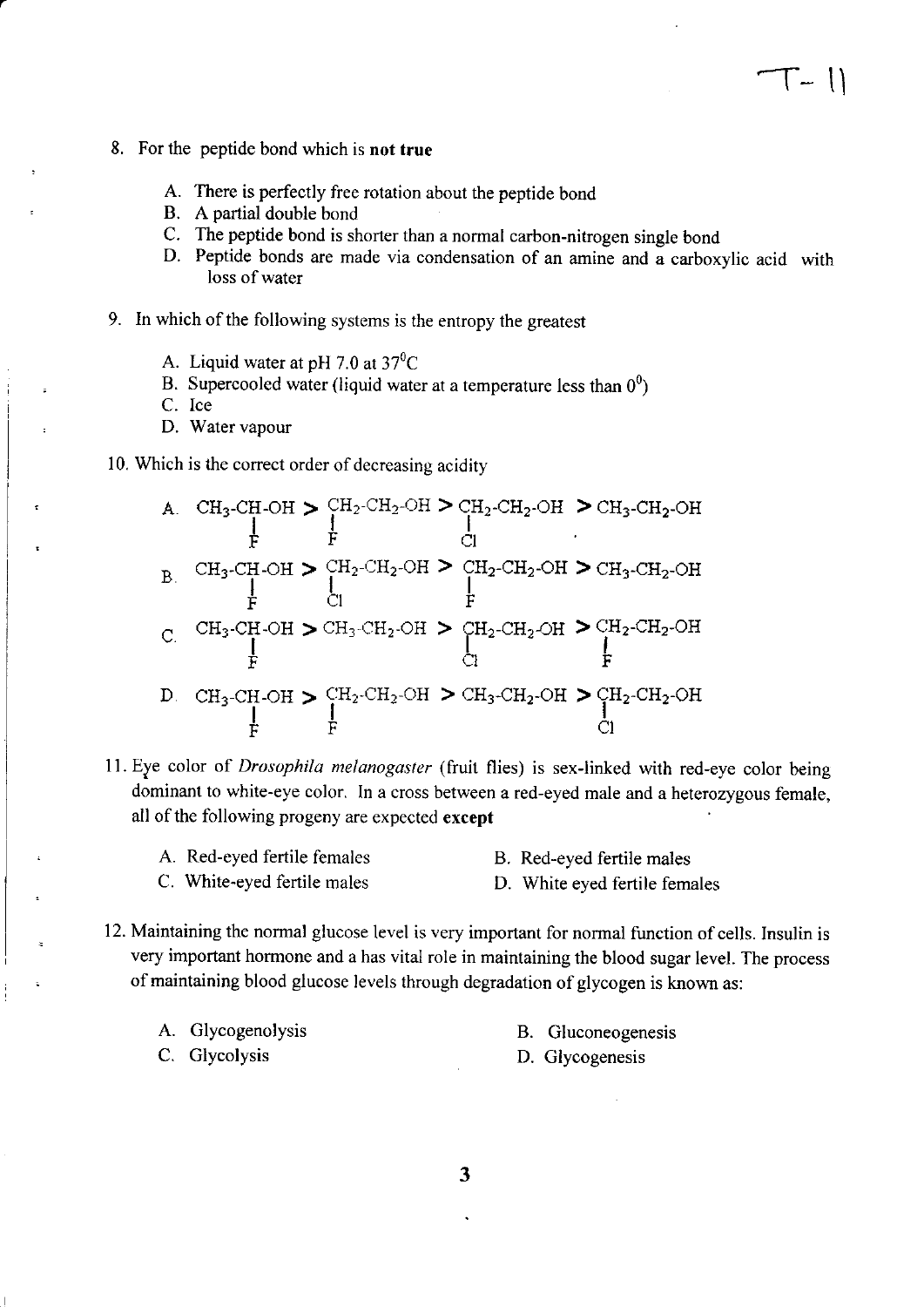8. For the peptide bond which is **not true**

   A. There is perfectly free rotation about the peptide bond
   B. A partial double bond
   C. The peptide bond is shorter than a normal carbon-nitrogen single bond
   D. Peptide bonds are made via condensation of an amine and a carboxylic acid with loss of water

9. In which of the following systems is the entropy the greatest

   A. Liquid water at pH 7.0 at $37^0C$
   B. Supercooled water (liquid water at a temperature less than $0^0$)
   C. Ice
   D. Water vapour

10. Which is the correct order of decreasing acidity

   A. $CH_3\text{-}CH(F)\text{-}OH > CH_2(F)\text{-}CH_2\text{-}OH > CH_2(Cl)\text{-}CH_2\text{-}OH > CH_3\text{-}CH_2\text{-}OH$

   B. $CH_3\text{-}CH(F)\text{-}OH > CH_2(Cl)\text{-}CH_2\text{-}OH > CH_2(F)\text{-}CH_2\text{-}OH > CH_3\text{-}CH_2\text{-}OH$

   C. $CH_3\text{-}CH(F)\text{-}OH > CH_3\text{-}CH_2\text{-}OH > CH_2(Cl)\text{-}CH_2\text{-}OH > CH_2(F)\text{-}CH_2\text{-}OH$

   D. $CH_3\text{-}CH(F)\text{-}OH > CH_2(F)\text{-}CH_2\text{-}OH > CH_3\text{-}CH_2\text{-}OH > CH_2(Cl)\text{-}CH_2\text{-}OH$

11. Eye color of *Drosophila melanogaster* (fruit flies) is sex-linked with red-eye color being dominant to white-eye color. In a cross between a red-eyed male and a heterozygous female, all of the following progeny are expected **except**

   A. Red-eyed fertile females
   B. Red-eyed fertile males
   C. White-eyed fertile males
   D. White eyed fertile females

12. Maintaining the normal glucose level is very important for normal function of cells. Insulin is very important hormone and a has vital role in maintaining the blood sugar level. The process of maintaining blood glucose levels through degradation of glycogen is known as:

   A. Glycogenolysis
   B. Gluconeogenesis
   C. Glycolysis
   D. Glycogenesis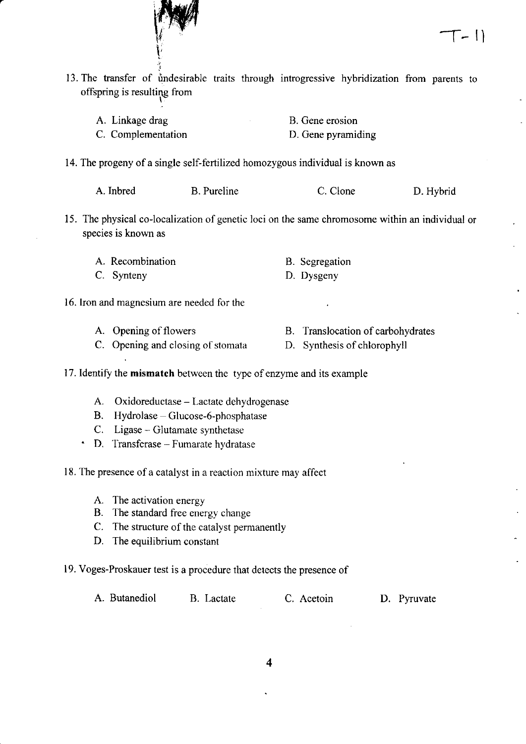13. The transfer of undesirable traits through introgressive hybridization from parents to offspring is resulting from

A. Linkage drag
B. Gene erosion
C. Complementation
D. Gene pyramiding

14. The progeny of a single self-fertilized homozygous individual is known as

A. Inbred
B. Pureline
C. Clone
D. Hybrid

15. The physical co-localization of genetic loci on the same chromosome within an individual or species is known as

A. Recombination
B. Segregation
C. Synteny
D. Dysgeny

16. Iron and magnesium are needed for the

A. Opening of flowers
B. Translocation of carbohydrates
C. Opening and closing of stomata
D. Synthesis of chlorophyll

17. Identify the **mismatch** between the type of enzyme and its example

A. Oxidoreductase – Lactate dehydrogenase
B. Hydrolase – Glucose-6-phosphatase
C. Ligase – Glutamate synthetase
D. Transferase – Fumarate hydratase

18. The presence of a catalyst in a reaction mixture may affect

A. The activation energy
B. The standard free energy change
C. The structure of the catalyst permanently
D. The equilibrium constant

19. Voges-Proskauer test is a procedure that detects the presence of

A. Butanediol
B. Lactate
C. Acetoin
D. Pyruvate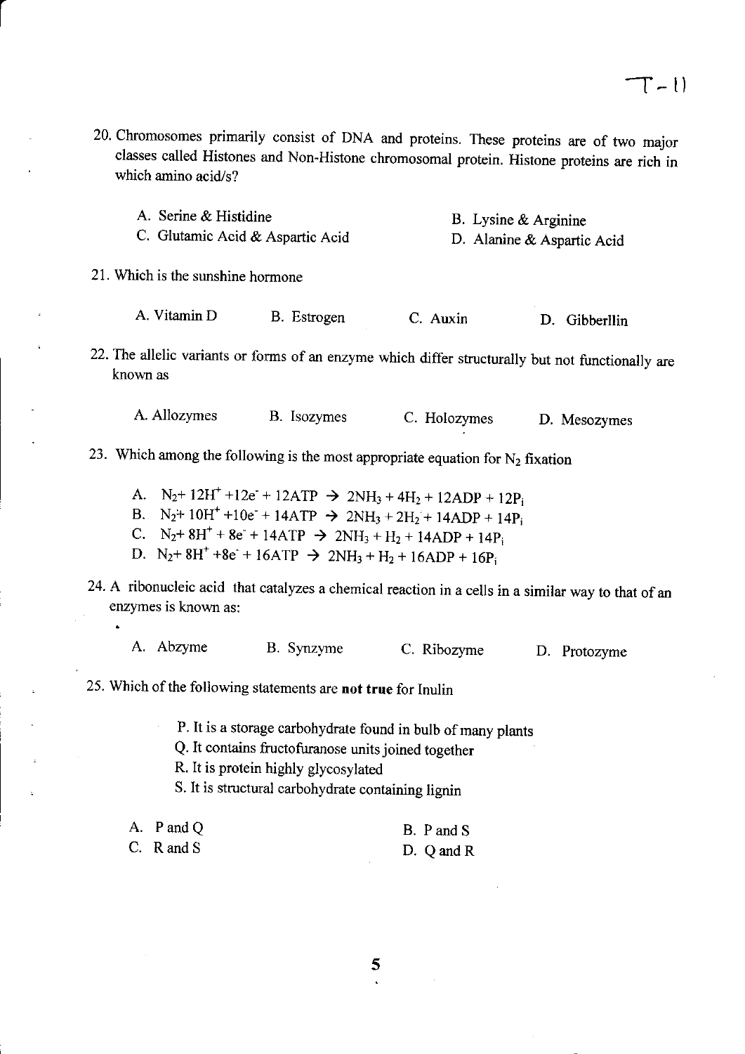20. Chromosomes primarily consist of DNA and proteins. These proteins are of two major classes called Histones and Non-Histone chromosomal protein. Histone proteins are rich in which amino acid/s?

    A. Serine & Histidine
    B. Lysine & Arginine
    C. Glutamic Acid & Aspartic Acid
    D. Alanine & Aspartic Acid

21. Which is the sunshine hormone

    A. Vitamin D
    B. Estrogen
    C. Auxin
    D. Gibberllin

22. The allelic variants or forms of an enzyme which differ structurally but not functionally are known as

    A. Allozymes
    B. Isozymes
    C. Holozymes
    D. Mesozymes

23. Which among the following is the most appropriate equation for $N_2$ fixation

    A. $N_2 + 12H^+ + 12e^- + 12ATP \rightarrow 2NH_3 + 4H_2 + 12ADP + 12P_i$
    B. $N_2 + 10H^+ + 10e^- + 14ATP \rightarrow 2NH_3 + 2H_2 + 14ADP + 14P_i$
    C. $N_2 + 8H^+ + 8e^- + 14ATP \rightarrow 2NH_3 + H_2 + 14ADP + 14P_i$
    D. $N_2 + 8H^+ + 8e^- + 16ATP \rightarrow 2NH_3 + H_2 + 16ADP + 16P_i$

24. A ribonucleic acid that catalyzes a chemical reaction in a cells in a similar way to that of an enzymes is known as:

    A. Abzyme
    B. Synzyme
    C. Ribozyme
    D. Protozyme

25. Which of the following statements are **not true** for Inulin

    P. It is a storage carbohydrate found in bulb of many plants
    Q. It contains fructofuranose units joined together
    R. It is protein highly glycosylated
    S. It is structural carbohydrate containing lignin

    A. P and Q
    B. P and S
    C. R and S
    D. Q and R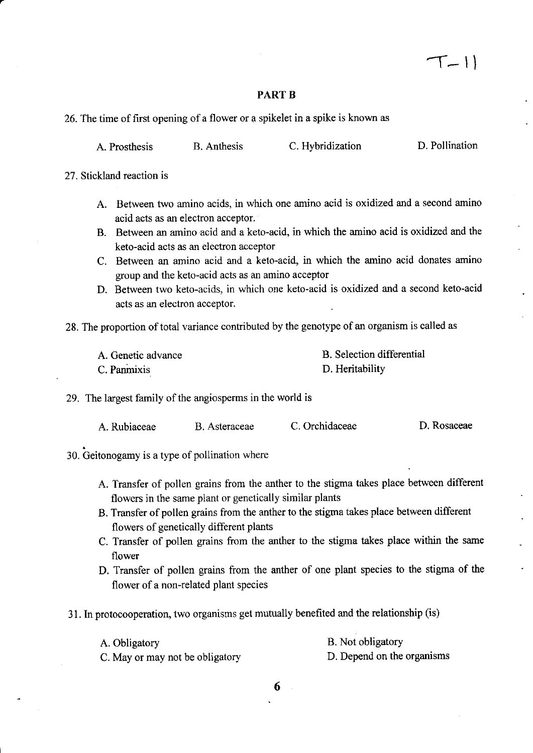## PART B

26. The time of first opening of a flower or a spikelet in a spike is known as

A. Prosthesis B. Anthesis C. Hybridization D. Pollination

27. Stickland reaction is

A. Between two amino acids, in which one amino acid is oxidized and a second amino acid acts as an electron acceptor.
B. Between an amino acid and a keto-acid, in which the amino acid is oxidized and the keto-acid acts as an electron acceptor
C. Between an amino acid and a keto-acid, in which the amino acid donates amino group and the keto-acid acts as an amino acceptor
D. Between two keto-acids, in which one keto-acid is oxidized and a second keto-acid acts as an electron acceptor.

28. The proportion of total variance contributed by the genotype of an organism is called as

A. Genetic advance
B. Selection differential
C. Panmixis
D. Heritability

29. The largest family of the angiosperms in the world is

A. Rubiaceae B. Asteraceae C. Orchidaceae D. Rosaceae

30. Geitonogamy is a type of pollination where

A. Transfer of pollen grains from the anther to the stigma takes place between different flowers in the same plant or genetically similar plants
B. Transfer of pollen grains from the anther to the stigma takes place between different flowers of genetically different plants
C. Transfer of pollen grains from the anther to the stigma takes place within the same flower
D. Transfer of pollen grains from the anther of one plant species to the stigma of the flower of a non-related plant species

31. In protocooperation, two organisms get mutually benefited and the relationship (is)

A. Obligatory
B. Not obligatory
C. May or may not be obligatory
D. Depend on the organisms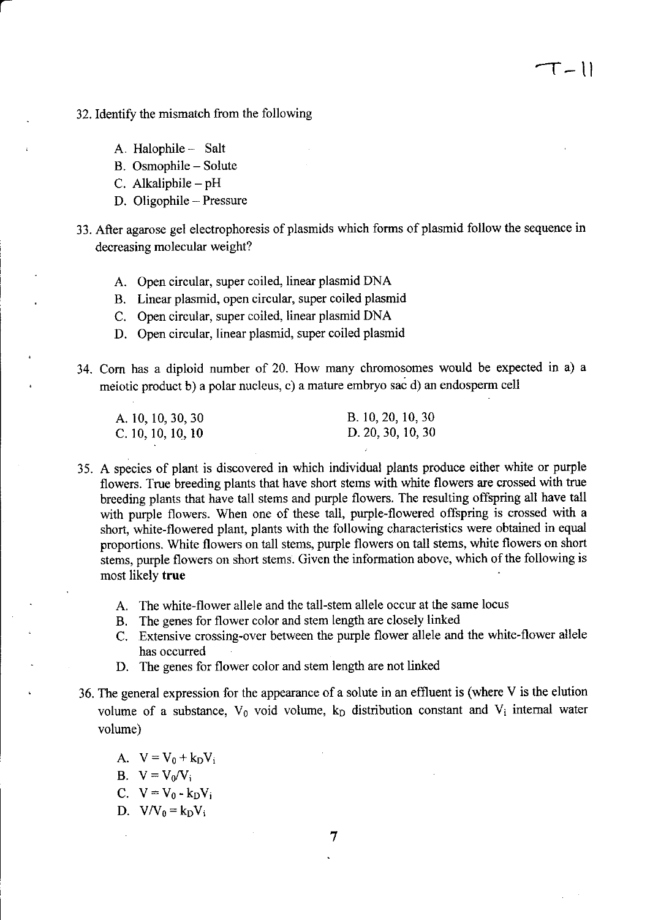32. Identify the mismatch from the following

   A. Halophile – Salt
   B. Osmophile – Solute
   C. Alkaliphile – pH
   D. Oligophile – Pressure

33. After agarose gel electrophoresis of plasmids which forms of plasmid follow the sequence in decreasing molecular weight?

   A. Open circular, super coiled, linear plasmid DNA
   B. Linear plasmid, open circular, super coiled plasmid
   C. Open circular, super coiled, linear plasmid DNA
   D. Open circular, linear plasmid, super coiled plasmid

34. Corn has a diploid number of 20. How many chromosomes would be expected in a) a meiotic product b) a polar nucleus, c) a mature embryo sac d) an endosperm cell

   A. 10, 10, 30, 30
   B. 10, 20, 10, 30
   C. 10, 10, 10, 10
   D. 20, 30, 10, 30

35. A species of plant is discovered in which individual plants produce either white or purple flowers. True breeding plants that have short stems with white flowers are crossed with true breeding plants that have tall stems and purple flowers. The resulting offspring all have tall with purple flowers. When one of these tall, purple-flowered offspring is crossed with a short, white-flowered plant, plants with the following characteristics were obtained in equal proportions. White flowers on tall stems, purple flowers on tall stems, white flowers on short stems, purple flowers on short stems. Given the information above, which of the following is most likely **true**

   A. The white-flower allele and the tall-stem allele occur at the same locus
   B. The genes for flower color and stem length are closely linked
   C. Extensive crossing-over between the purple flower allele and the white-flower allele has occurred
   D. The genes for flower color and stem length are not linked

36. The general expression for the appearance of a solute in an effluent is (where V is the elution volume of a substance, $V_0$ void volume, $k_D$ distribution constant and $V_i$ internal water volume)

   A. $V = V_0 + k_D V_i$
   B. $V = V_0 / V_i$
   C. $V = V_0 - k_D V_i$
   D. $V/V_0 = k_D V_i$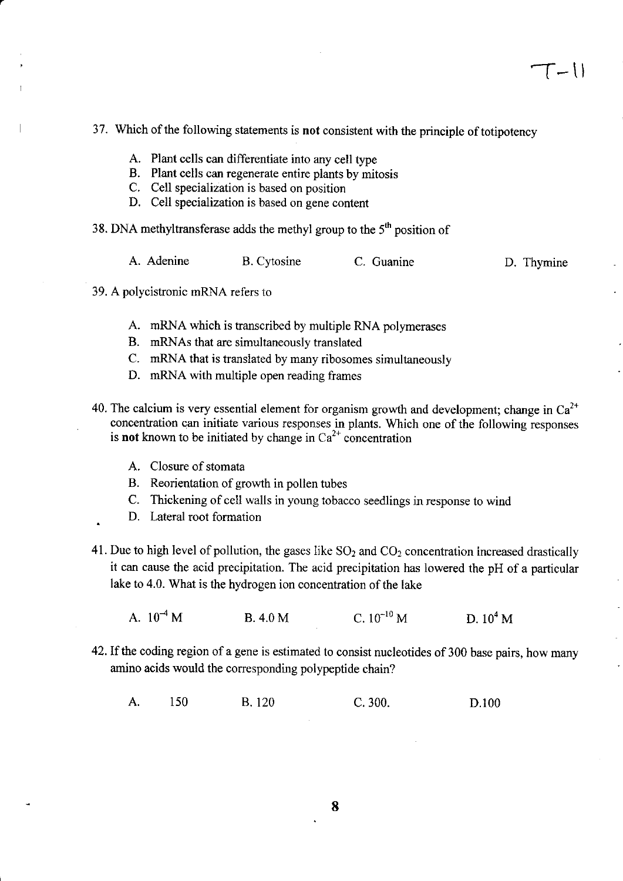37. Which of the following statements is **not** consistent with the principle of totipotency

   A. Plant cells can differentiate into any cell type
   B. Plant cells can regenerate entire plants by mitosis
   C. Cell specialization is based on position
   D. Cell specialization is based on gene content

38. DNA methyltransferase adds the methyl group to the $5^{th}$ position of

   A. Adenine  B. Cytosine  C. Guanine  D. Thymine

39. A polycistronic mRNA refers to

   A. mRNA which is transcribed by multiple RNA polymerases
   B. mRNAs that are simultaneously translated
   C. mRNA that is translated by many ribosomes simultaneously
   D. mRNA with multiple open reading frames

40. The calcium is very essential element for organism growth and development; change in $Ca^{2+}$ concentration can initiate various responses in plants. Which one of the following responses is **not** known to be initiated by change in $Ca^{2+}$ concentration

   A. Closure of stomata
   B. Reorientation of growth in pollen tubes
   C. Thickening of cell walls in young tobacco seedlings in response to wind
   D. Lateral root formation

41. Due to high level of pollution, the gases like $SO_2$ and $CO_2$ concentration increased drastically it can cause the acid precipitation. The acid precipitation has lowered the pH of a particular lake to 4.0. What is the hydrogen ion concentration of the lake

   A. $10^{-4}$ M  B. 4.0 M  C. $10^{-10}$ M  D. $10^{4}$ M

42. If the coding region of a gene is estimated to consist nucleotides of 300 base pairs, how many amino acids would the corresponding polypeptide chain?

   A. 150  B. 120  C. 300.  D.100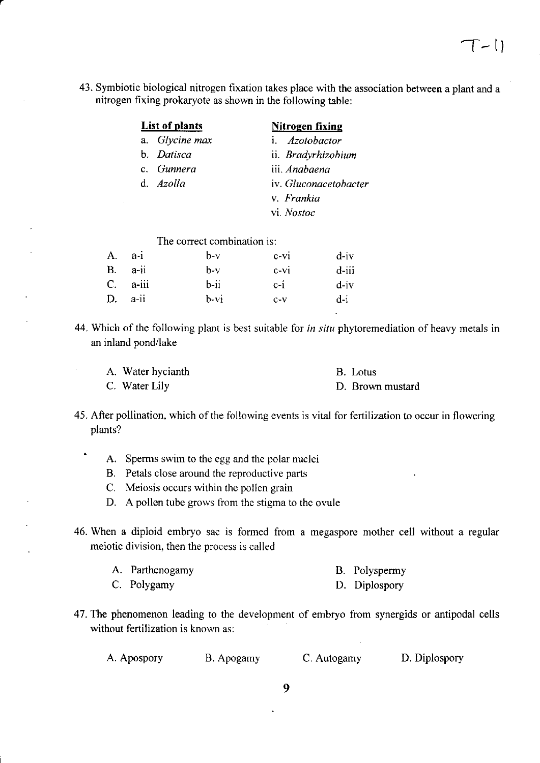43. Symbiotic biological nitrogen fixation takes place with the association between a plant and a nitrogen fixing prokaryote as shown in the following table:

| **List of plants** | **Nitrogen fixing** |
|---|---|
| a. *Glycine max* | i. *Azotobacter* |
| b. *Datisca* | ii. *Bradyrhizobium* |
| c. *Gunnera* | iii. *Anabaena* |
| d. *Azolla* | iv. *Gluconacetobacter* |
| | v. *Frankia* |
| | vi. *Nostoc* |

The correct combination is:

| | | | | |
|---|---|---|---|---|
| A. | a-i | b-v | c-vi | d-iv |
| B. | a-ii | b-v | c-vi | d-iii |
| C. | a-iii | b-ii | c-i | d-iv |
| D. | a-ii | b-vi | c-v | d-i |

44. Which of the following plant is best suitable for *in situ* phytoremediation of heavy metals in an inland pond/lake

A. Water hycianth
B. Lotus
C. Water Lily
D. Brown mustard

45. After pollination, which of the following events is vital for fertilization to occur in flowering plants?

A. Sperms swim to the egg and the polar nuclei
B. Petals close around the reproductive parts
C. Meiosis occurs within the pollen grain
D. A pollen tube grows from the stigma to the ovule

46. When a diploid embryo sac is formed from a megaspore mother cell without a regular meiotic division, then the process is called

A. Parthenogamy
B. Polyspermy
C. Polygamy
D. Diplospory

47. The phenomenon leading to the development of embryo from synergids or antipodal cells without fertilization is known as:

A. Apospory
B. Apogamy
C. Autogamy
D. Diplospory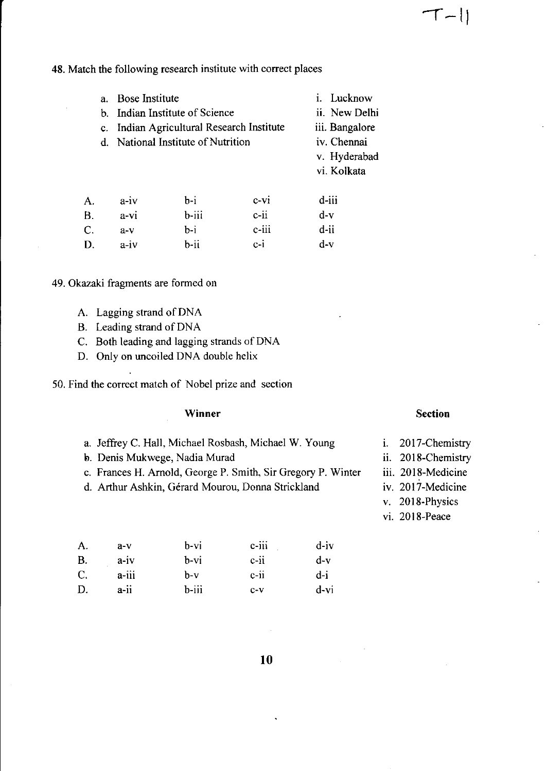48. Match the following research institute with correct places

| | | | |
|---|---|---|---|
| a. | Bose Institute | i. | Lucknow |
| b. | Indian Institute of Science | ii. | New Delhi |
| c. | Indian Agricultural Research Institute | iii. | Bangalore |
| d. | National Institute of Nutrition | iv. | Chennai |
| | | v. | Hyderabad |
| | | vi. | Kolkata |

| | | | | |
|---|---|---|---|---|
| A. | a-iv | b-i | c-vi | d-iii |
| B. | a-vi | b-iii | c-ii | d-v |
| C. | a-v | b-i | c-iii | d-ii |
| D. | a-iv | b-ii | c-i | d-v |

49. Okazaki fragments are formed on

A. Lagging strand of DNA
B. Leading strand of DNA
C. Both leading and lagging strands of DNA
D. Only on uncoiled DNA double helix

50. Find the correct match of Nobel prize and section

| Winner | Section |
|---|---|
| a. Jeffrey C. Hall, Michael Rosbash, Michael W. Young | i. 2017-Chemistry |
| b. Denis Mukwege, Nadia Murad | ii. 2018-Chemistry |
| c. Frances H. Arnold, George P. Smith, Sir Gregory P. Winter | iii. 2018-Medicine |
| d. Arthur Ashkin, Gérard Mourou, Donna Strickland | iv. 2017-Medicine |
| | v. 2018-Physics |
| | vi. 2018-Peace |

| | | | | |
|---|---|---|---|---|
| A. | a-v | b-vi | c-iii | d-iv |
| B. | a-iv | b-vi | c-ii | d-v |
| C. | a-iii | b-v | c-ii | d-i |
| D. | a-ii | b-iii | c-v | d-vi |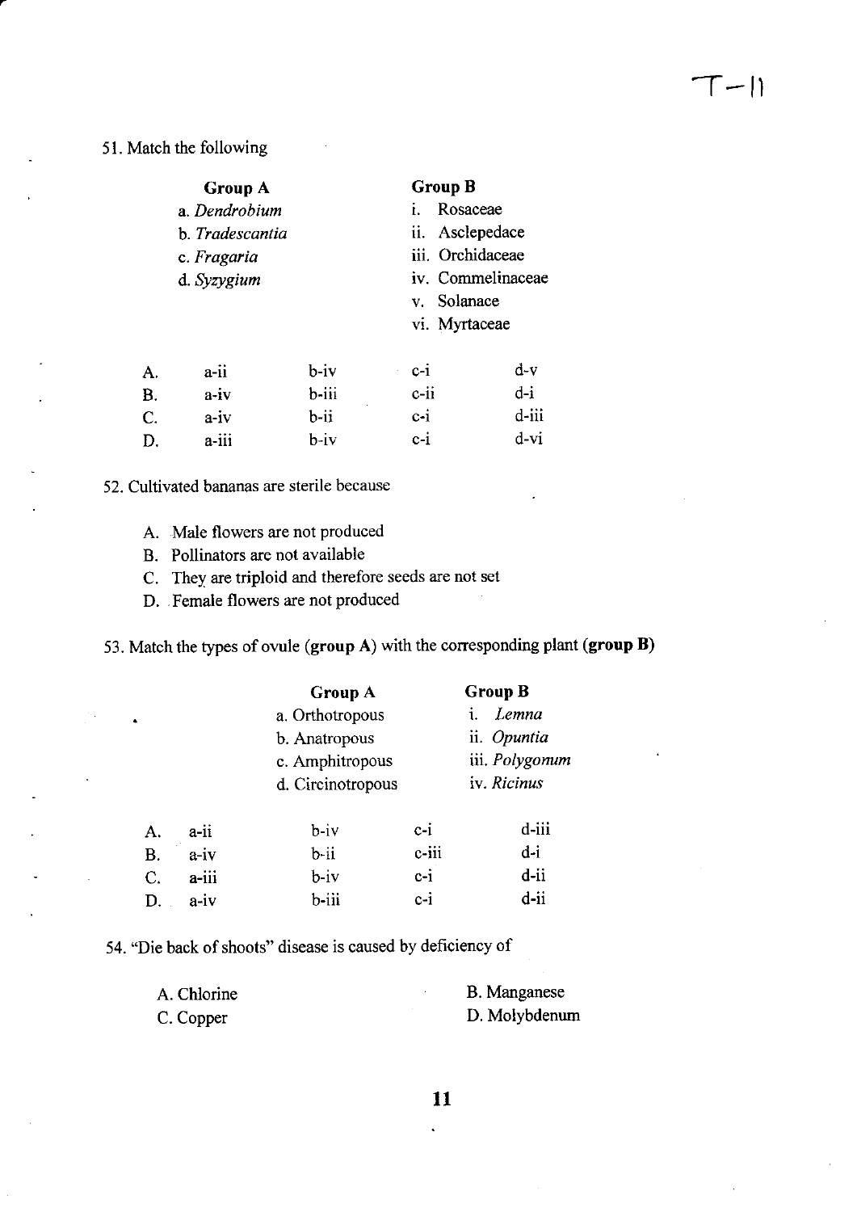51. Match the following

| Group A | Group B |
|---|---|
| a. *Dendrobium* | i. Rosaceae |
| b. *Tradescantia* | ii. Asclepedace |
| c. *Fragaria* | iii. Orchidaceae |
| d. *Syzygium* | iv. Commelinaceae |
| | v. Solanace |
| | vi. Myrtaceae |

| | | | | |
|---|---|---|---|---|
| A. | a-ii | b-iv | c-i | d-v |
| B. | a-iv | b-iii | c-ii | d-i |
| C. | a-iv | b-ii | c-i | d-iii |
| D. | a-iii | b-iv | c-i | d-vi |

52. Cultivated bananas are sterile because

A. Male flowers are not produced
B. Pollinators are not available
C. They are triploid and therefore seeds are not set
D. Female flowers are not produced

53. Match the types of ovule (**group A**) with the corresponding plant (**group B**)

| Group A | Group B |
|---|---|
| a. Orthotropous | i. *Lemna* |
| b. Anatropous | ii. *Opuntia* |
| c. Amphitropous | iii. *Polygonum* |
| d. Circinotropous | iv. *Ricinus* |

| | | | | |
|---|---|---|---|---|
| A. | a-ii | b-iv | c-i | d-iii |
| B. | a-iv | b-ii | c-iii | d-i |
| C. | a-iii | b-iv | c-i | d-ii |
| D. | a-iv | b-iii | c-i | d-ii |

54. "Die back of shoots" disease is caused by deficiency of

A. Chlorine
B. Manganese
C. Copper
D. Molybdenum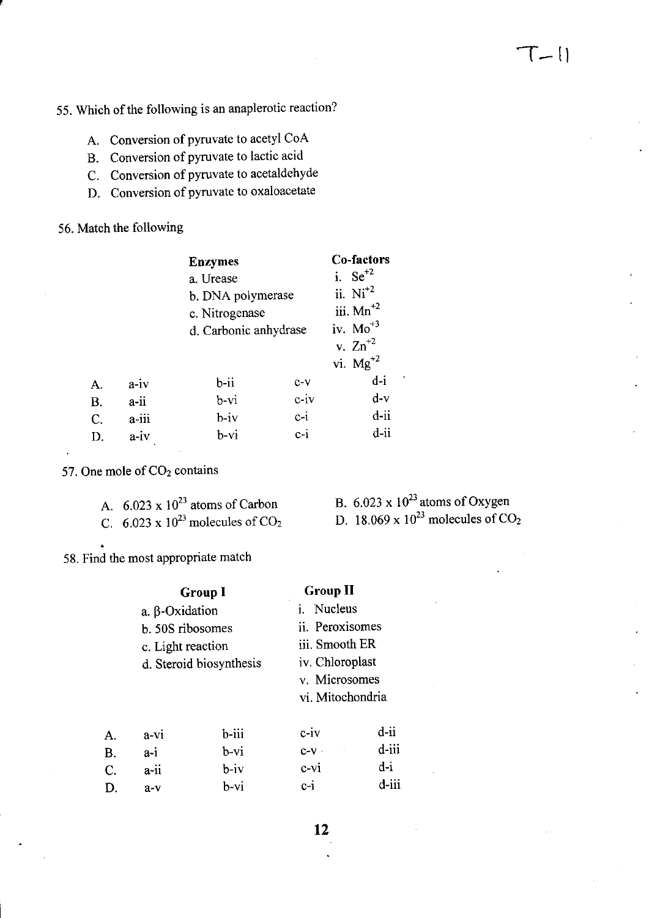55. Which of the following is an anaplerotic reaction?

A. Conversion of pyruvate to acetyl CoA
B. Conversion of pyruvate to lactic acid
C. Conversion of pyruvate to acetaldehyde
D. Conversion of pyruvate to oxaloacetate

56. Match the following

| **Enzymes** | **Co-factors** |
|---|---|
| a. Urease | i. $Se^{+2}$ |
| b. DNA polymerase | ii. $Ni^{+2}$ |
| c. Nitrogenase | iii. $Mn^{+2}$ |
| d. Carbonic anhydrase | iv. $Mo^{+3}$ |
| | v. $Zn^{+2}$ |
| | vi. $Mg^{+2}$ |

| | | | | |
|---|---|---|---|---|
| A. | a-iv | b-ii | c-v | d-i |
| B. | a-ii | b-vi | c-iv | d-v |
| C. | a-iii | b-iv | c-i | d-ii |
| D. | a-iv | b-vi | c-i | d-ii |

57. One mole of $CO_2$ contains

A. $6.023 \times 10^{23}$ atoms of Carbon
B. $6.023 \times 10^{23}$ atoms of Oxygen
C. $6.023 \times 10^{23}$ molecules of $CO_2$
D. $18.069 \times 10^{23}$ molecules of $CO_2$

58. Find the most appropriate match

| **Group I** | **Group II** |
|---|---|
| a. β-Oxidation | i. Nucleus |
| b. 50S ribosomes | ii. Peroxisomes |
| c. Light reaction | iii. Smooth ER |
| d. Steroid biosynthesis | iv. Chloroplast |
| | v. Microsomes |
| | vi. Mitochondria |

| | | | | |
|---|---|---|---|---|
| A. | a-vi | b-iii | c-iv | d-ii |
| B. | a-i | b-vi | c-v | d-iii |
| C. | a-ii | b-iv | c-vi | d-i |
| D. | a-v | b-vi | c-i | d-iii |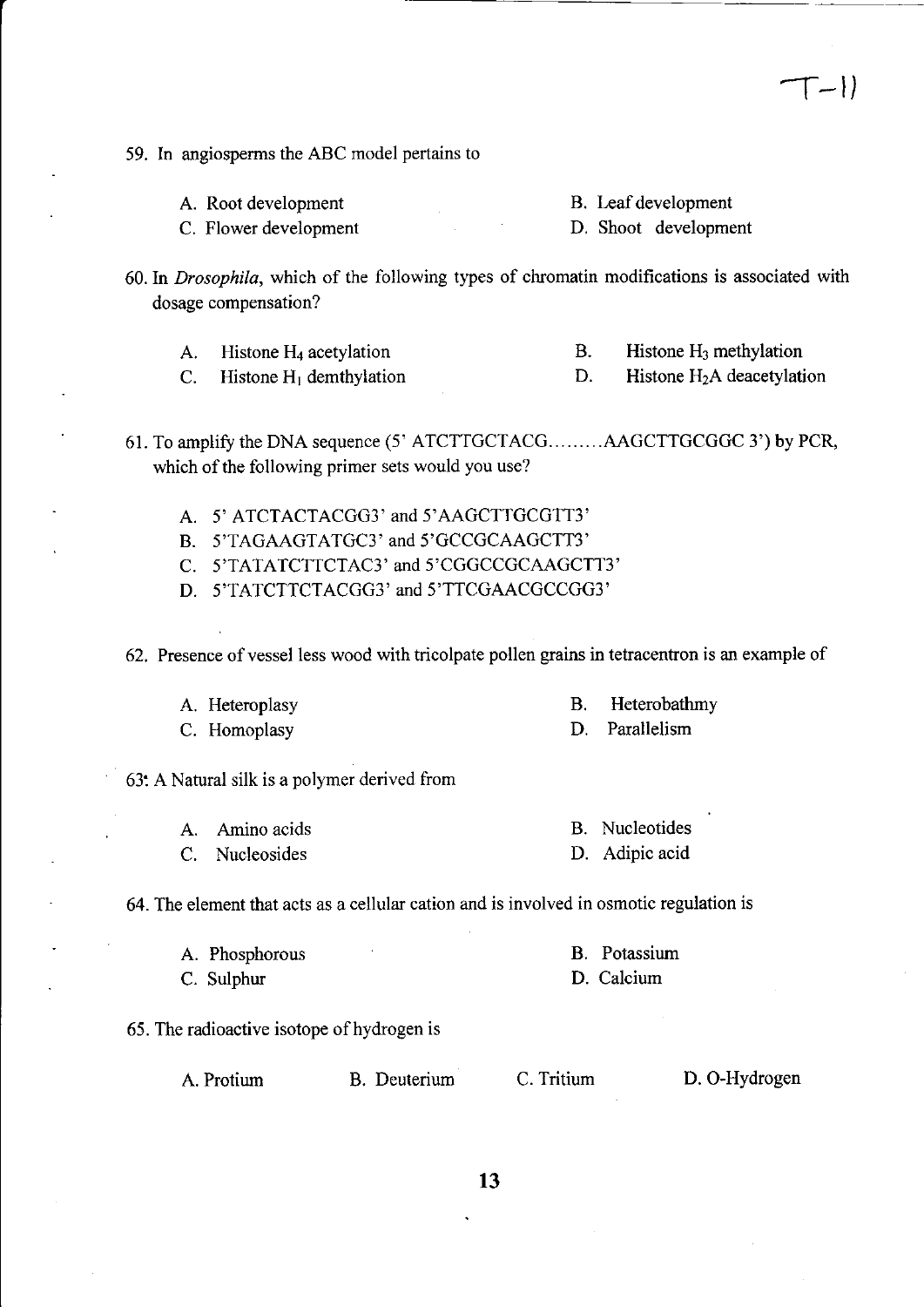59. In angiosperms the ABC model pertains to

A. Root development
B. Leaf development
C. Flower development
D. Shoot development

60. In *Drosophila*, which of the following types of chromatin modifications is associated with dosage compensation?

A. Histone $H_4$ acetylation
B. Histone $H_3$ methylation
C. Histone $H_1$ demthylation
D. Histone $H_2A$ deacetylation

61. To amplify the DNA sequence (5' ATCTTGCTACG.........AAGCTTGCGGC 3') by PCR, which of the following primer sets would you use?

A. 5' ATCTACTACGG3' and 5'AAGCTTGCGTT3'
B. 5'TAGAAGTATGC3' and 5'GCCGCAAGCTT3'
C. 5'TATATCTTCTAC3' and 5'CGGCCGCAAGCTT3'
D. 5'TATCTTCTACGG3' and 5'TTCGAACGCCGG3'

62. Presence of vessel less wood with tricolpate pollen grains in tetracentron is an example of

A. Heteroplasy
B. Heterobathmy
C. Homoplasy
D. Parallelism

63. A Natural silk is a polymer derived from

A. Amino acids
B. Nucleotides
C. Nucleosides
D. Adipic acid

64. The element that acts as a cellular cation and is involved in osmotic regulation is

A. Phosphorous
B. Potassium
C. Sulphur
D. Calcium

65. The radioactive isotope of hydrogen is

A. Protium
B. Deuterium
C. Tritium
D. O-Hydrogen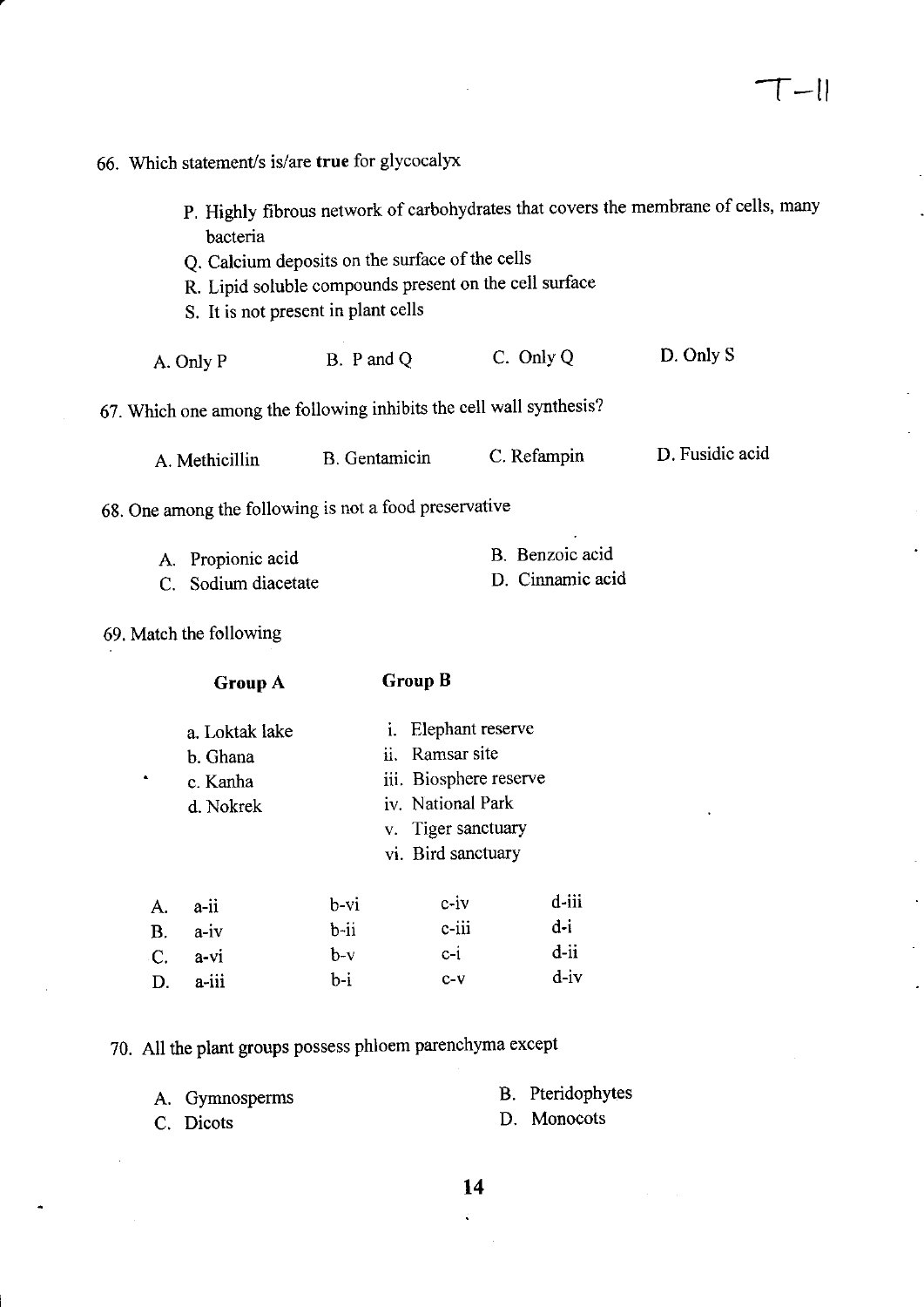66. Which statement/s is/are **true** for glycocalyx

P. Highly fibrous network of carbohydrates that covers the membrane of cells, many bacteria

Q. Calcium deposits on the surface of the cells

R. Lipid soluble compounds present on the cell surface

S. It is not present in plant cells

A. Only P B. P and Q C. Only Q D. Only S

67. Which one among the following inhibits the cell wall synthesis?

A. Methicillin B. Gentamicin C. Refampin D. Fusidic acid

68. One among the following is not a food preservative

A. Propionic acid B. Benzoic acid
C. Sodium diacetate D. Cinnamic acid

69. Match the following

| Group A | Group B |
|---|---|
| a. Loktak lake | i. Elephant reserve |
| b. Ghana | ii. Ramsar site |
| c. Kanha | iii. Biosphere reserve |
| d. Nokrek | iv. National Park |
| | v. Tiger sanctuary |
| | vi. Bird sanctuary |

| | | | | |
|---|---|---|---|---|
| A. | a-ii | b-vi | c-iv | d-iii |
| B. | a-iv | b-ii | c-iii | d-i |
| C. | a-vi | b-v | c-i | d-ii |
| D. | a-iii | b-i | c-v | d-iv |

70. All the plant groups possess phloem parenchyma except

A. Gymnosperms B. Pteridophytes
C. Dicots D. Monocots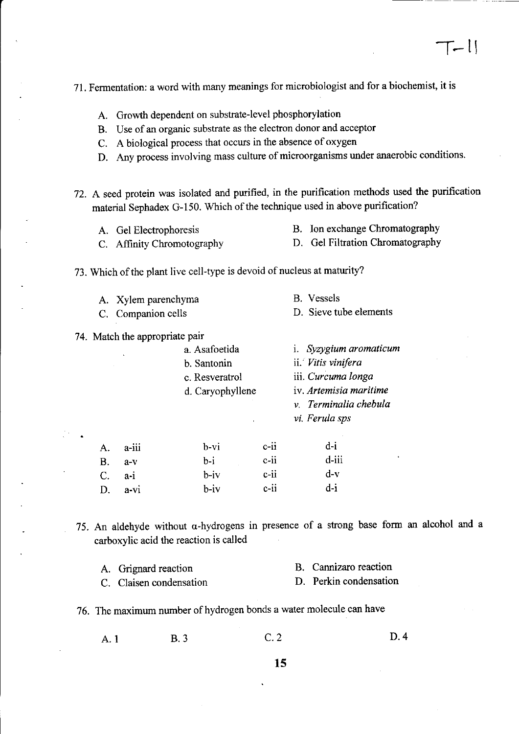T-11

71. Fermentation: a word with many meanings for microbiologist and for a biochemist, it is

A. Growth dependent on substrate-level phosphorylation
B. Use of an organic substrate as the electron donor and acceptor
C. A biological process that occurs in the absence of oxygen
D. Any process involving mass culture of microorganisms under anaerobic conditions.

72. A seed protein was isolated and purified, in the purification methods used the purification material Sephadex G-150. Which of the technique used in above purification?

A. Gel Electrophoresis
B. Ion exchange Chromatography
C. Affinity Chromotography
D. Gel Filtration Chromatography

73. Which of the plant live cell-type is devoid of nucleus at maturity?

A. Xylem parenchyma
B. Vessels
C. Companion cells
D. Sieve tube elements

74. Match the appropriate pair

| | |
|---|---|
| a. Asafoetida | i. *Syzygium aromaticum* |
| b. Santonin | ii. *Vitis vinifera* |
| c. Resveratrol | iii. *Curcuma longa* |
| d. Caryophyllene | iv. *Artemisia maritime* |
| | v. *Terminalia chebula* |
| | vi. *Ferula sps* |

| | | | | |
|---|---|---|---|---|
| A. | a-iii | b-vi | c-ii | d-i |
| B. | a-v | b-i | c-ii | d-iii |
| C. | a-i | b-iv | c-ii | d-v |
| D. | a-vi | b-iv | c-ii | d-i |

75. An aldehyde without $\alpha$-hydrogens in presence of a strong base form an alcohol and a carboxylic acid the reaction is called

A. Grignard reaction
B. Cannizaro reaction
C. Claisen condensation
D. Perkin condensation

76. The maximum number of hydrogen bonds a water molecule can have

A. 1
B. 3
C. 2
D. 4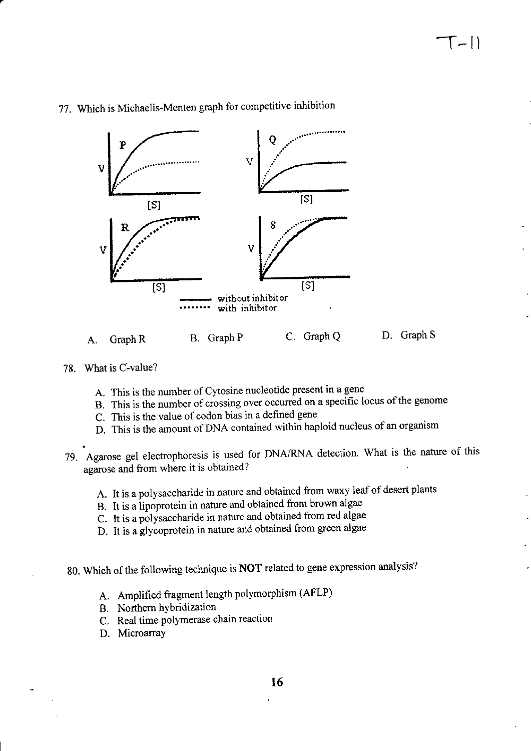77. Which is Michaelis-Menten graph for competitive inhibition

———— without inhibitor
········ with inhibitor

A. Graph R  B. Graph P  C. Graph Q  D. Graph S

78. What is C-value?

A. This is the number of Cytosine nucleotide present in a gene
B. This is the number of crossing over occurred on a specific locus of the genome
C. This is the value of codon bias in a defined gene
D. This is the amount of DNA contained within haploid nucleus of an organism

79. Agarose gel electrophoresis is used for DNA/RNA detection. What is the nature of this agarose and from where it is obtained?

A. It is a polysaccharide in nature and obtained from waxy leaf of desert plants
B. It is a lipoprotein in nature and obtained from brown algae
C. It is a polysaccharide in nature and obtained from red algae
D. It is a glycoprotein in nature and obtained from green algae

80. Which of the following technique is **NOT** related to gene expression analysis?

A. Amplified fragment length polymorphism (AFLP)
B. Northern hybridization
C. Real time polymerase chain reaction
D. Microarray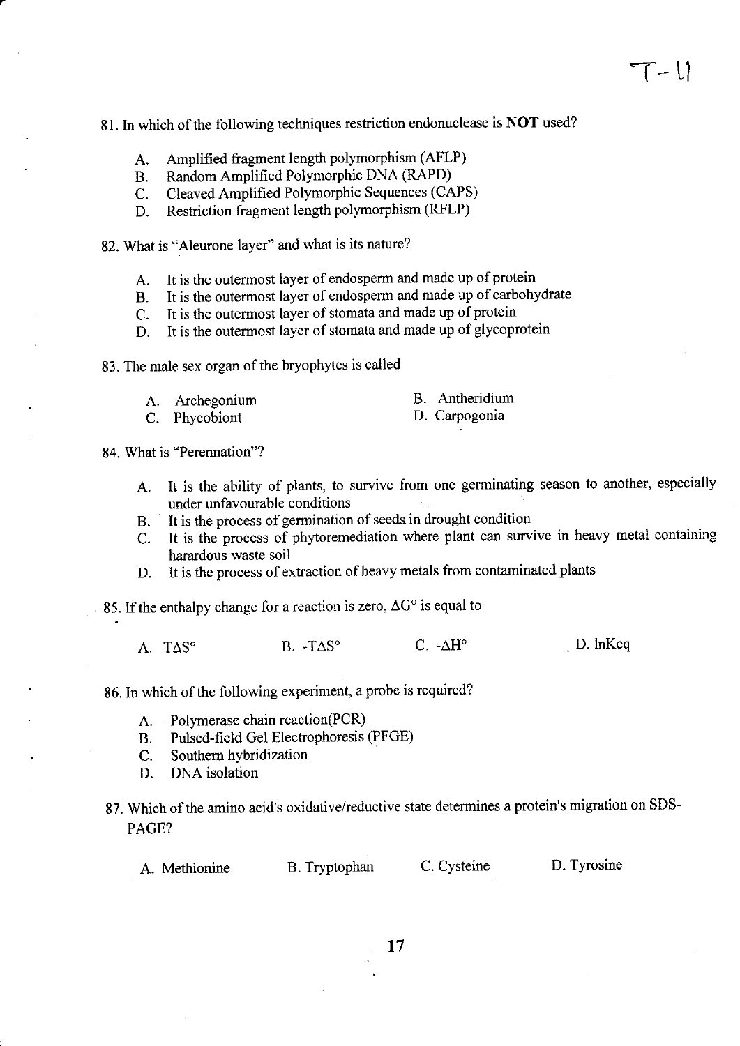T-11

81. In which of the following techniques restriction endonuclease is **NOT** used?

A. Amplified fragment length polymorphism (AFLP)
B. Random Amplified Polymorphic DNA (RAPD)
C. Cleaved Amplified Polymorphic Sequences (CAPS)
D. Restriction fragment length polymorphism (RFLP)

82. What is "Aleurone layer" and what is its nature?

A. It is the outermost layer of endosperm and made up of protein
B. It is the outermost layer of endosperm and made up of carbohydrate
C. It is the outermost layer of stomata and made up of protein
D. It is the outermost layer of stomata and made up of glycoprotein

83. The male sex organ of the bryophytes is called

A. Archegonium
B. Antheridium
C. Phycobiont
D. Carpogonia

84. What is "Perennation"?

A. It is the ability of plants, to survive from one germinating season to another, especially under unfavourable conditions
B. It is the process of germination of seeds in drought condition
C. It is the process of phytoremediation where plant can survive in heavy metal containing harardous waste soil
D. It is the process of extraction of heavy metals from contaminated plants

85. If the enthalpy change for a reaction is zero, $\Delta G^{\circ}$ is equal to

A. $T\Delta S^{\circ}$
B. $-T\Delta S^{\circ}$
C. $-\Delta H^{\circ}$
D. lnKeq

86. In which of the following experiment, a probe is required?

A. Polymerase chain reaction(PCR)
B. Pulsed-field Gel Electrophoresis (PFGE)
C. Southern hybridization
D. DNA isolation

87. Which of the amino acid's oxidative/reductive state determines a protein's migration on SDS-PAGE?

A. Methionine
B. Tryptophan
C. Cysteine
D. Tyrosine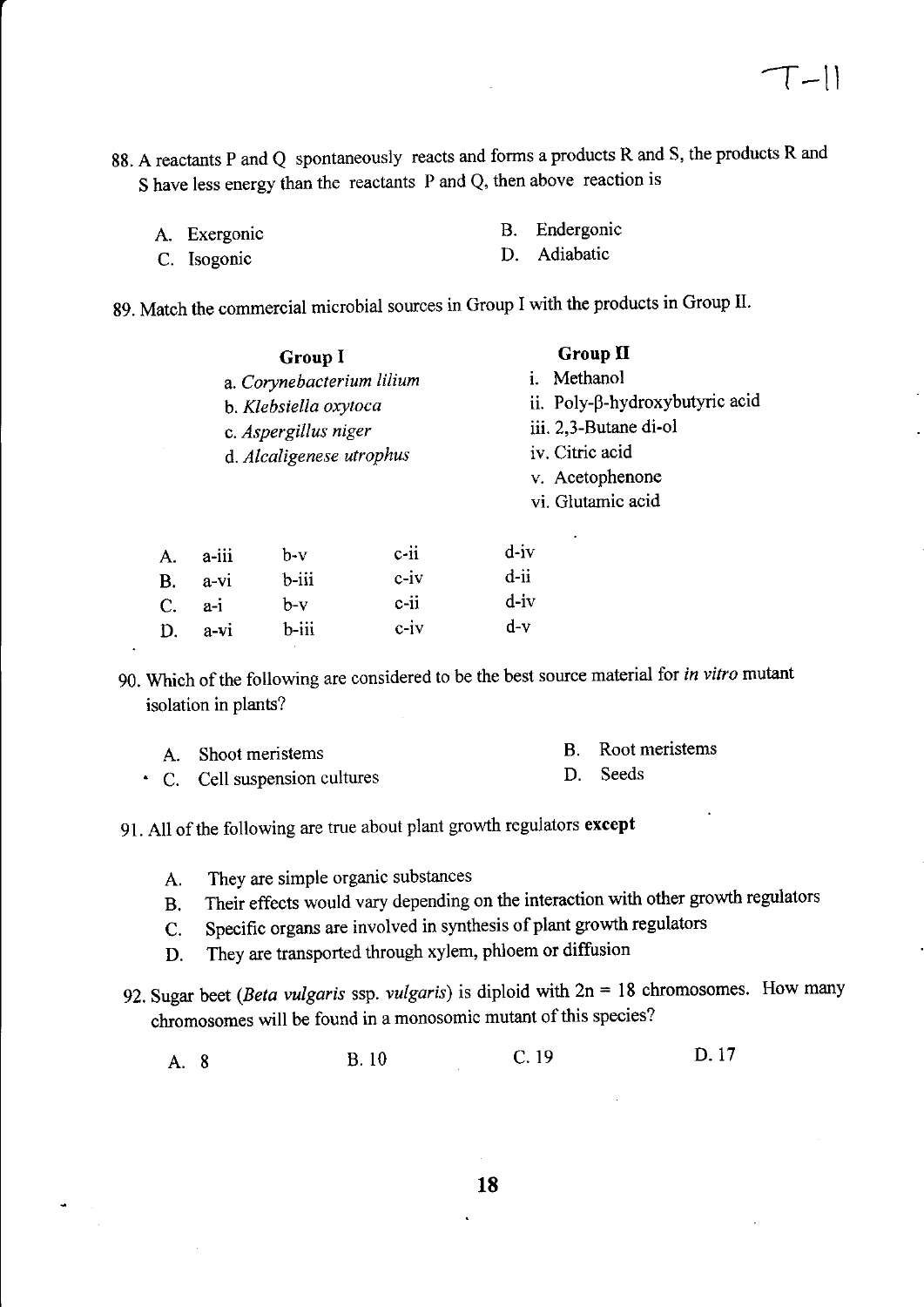88. A reactants P and Q spontaneously reacts and forms a products R and S, the products R and S have less energy than the reactants P and Q, then above reaction is

A. Exergonic
B. Endergonic
C. Isogonic
D. Adiabatic

89. Match the commercial microbial sources in Group I with the products in Group II.

| Group I | Group II |
|---|---|
| a. *Corynebacterium lilium* | i. Methanol |
| b. *Klebsiella oxytoca* | ii. Poly-β-hydroxybutyric acid |
| c. *Aspergillus niger* | iii. 2,3-Butane di-ol |
| d. *Alcaligenese utrophus* | iv. Citric acid |
| | v. Acetophenone |
| | vi. Glutamic acid |

| | | | | |
|---|---|---|---|---|
| A. | a-iii | b-v | c-ii | d-iv |
| B. | a-vi | b-iii | c-iv | d-ii |
| C. | a-i | b-v | c-ii | d-iv |
| D. | a-vi | b-iii | c-iv | d-v |

90. Which of the following are considered to be the best source material for *in vitro* mutant isolation in plants?

A. Shoot meristems
B. Root meristems
C. Cell suspension cultures
D. Seeds

91. All of the following are true about plant growth regulators **except**

A. They are simple organic substances
B. Their effects would vary depending on the interaction with other growth regulators
C. Specific organs are involved in synthesis of plant growth regulators
D. They are transported through xylem, phloem or diffusion

92. Sugar beet (*Beta vulgaris* ssp. *vulgaris*) is diploid with 2n = 18 chromosomes. How many chromosomes will be found in a monosomic mutant of this species?

A. 8
B. 10
C. 19
D. 17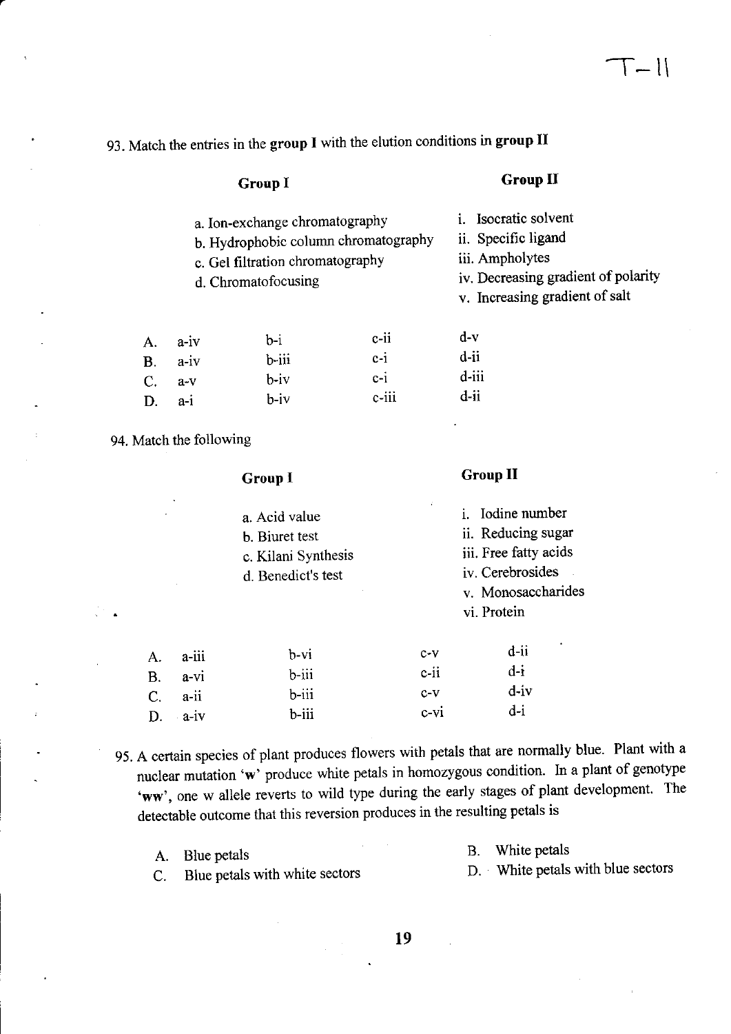93. Match the entries in the **group I** with the elution conditions in **group II**

| **Group I** | **Group II** |
|---|---|
| a. Ion-exchange chromatography | i. Isocratic solvent |
| b. Hydrophobic column chromatography | ii. Specific ligand |
| c. Gel filtration chromatography | iii. Ampholytes |
| d. Chromatofocusing | iv. Decreasing gradient of polarity |
| | v. Increasing gradient of salt |

| | | | | |
|---|---|---|---|---|
| A. | a-iv | b-i | c-ii | d-v |
| B. | a-iv | b-iii | c-i | d-ii |
| C. | a-v | b-iv | c-i | d-iii |
| D. | a-i | b-iv | c-iii | d-ii |

94. Match the following

| **Group I** | **Group II** |
|---|---|
| a. Acid value | i. Iodine number |
| b. Biuret test | ii. Reducing sugar |
| c. Kilani Synthesis | iii. Free fatty acids |
| d. Benedict's test | iv. Cerebrosides |
| | v. Monosaccharides |
| | vi. Protein |

| | | | | |
|---|---|---|---|---|
| A. | a-iii | b-vi | c-v | d-ii |
| B. | a-vi | b-iii | c-ii | d-i |
| C. | a-ii | b-iii | c-v | d-iv |
| D. | a-iv | b-iii | c-vi | d-i |

95. A certain species of plant produces flowers with petals that are normally blue. Plant with a nuclear mutation '**w**' produce white petals in homozygous condition. In a plant of genotype '**ww**', one w allele reverts to wild type during the early stages of plant development. The detectable outcome that this reversion produces in the resulting petals is

A. Blue petals

B. White petals

C. Blue petals with white sectors

D. White petals with blue sectors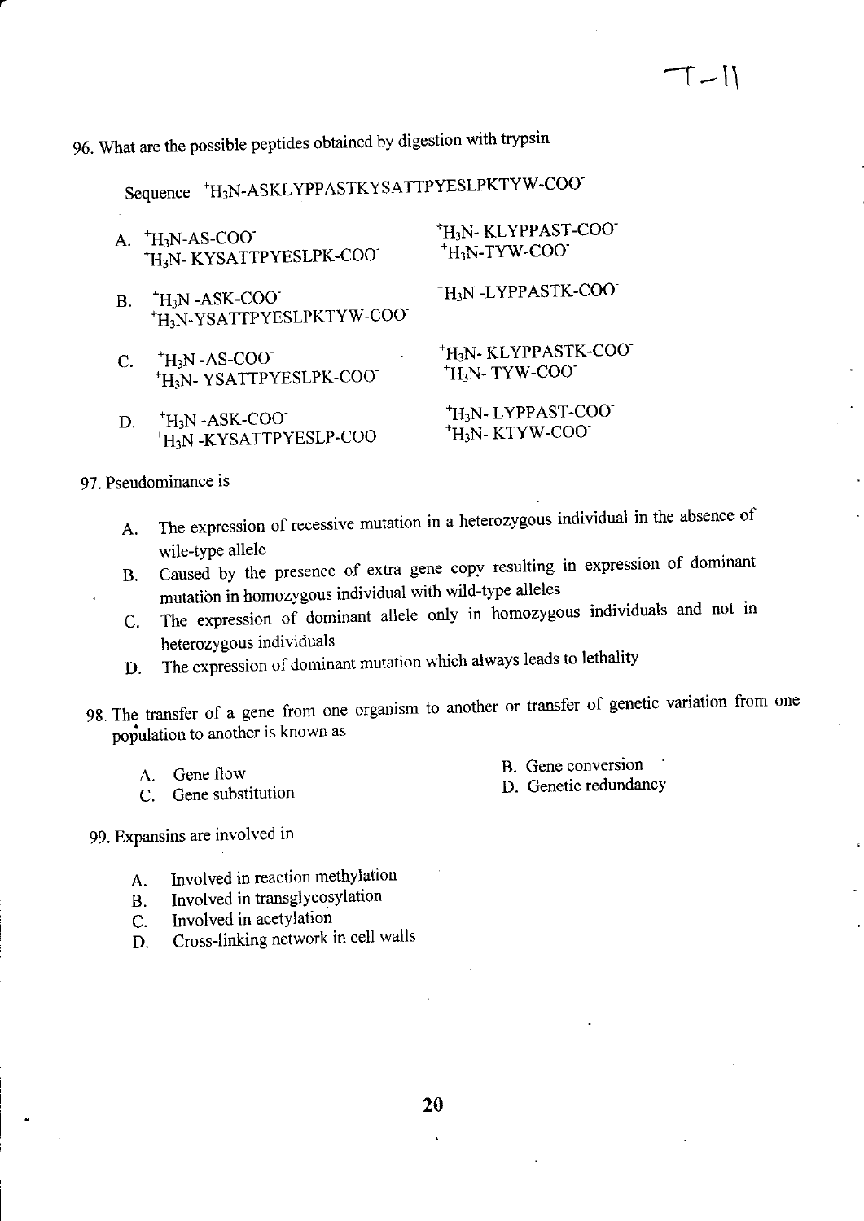96. What are the possible peptides obtained by digestion with trypsin

Sequence $^{+}H_3N$-ASKLYPPASTKYSATTPYESLPKTYW-$COO^{-}$

A. $^{+}H_3N$-AS-$COO^{-}$ $^{+}H_3N$- KLYPPAST-$COO^{-}$
   $^{+}H_3N$- KYSATTPYESLPK-$COO^{-}$ $^{+}H_3N$-TYW-$COO^{-}$

B. $^{+}H_3N$ -ASK-$COO^{-}$ $^{+}H_3N$ -LYPPASTK-$COO^{-}$
   $^{+}H_3N$-YSATTPYESLPKTYW-$COO^{-}$

C. $^{+}H_3N$ -AS-$COO^{-}$ $^{+}H_3N$- KLYPPASTK-$COO^{-}$
   $^{+}H_3N$- YSATTPYESLPK-$COO^{-}$ $^{+}H_3N$- TYW-$COO^{-}$

D. $^{+}H_3N$ -ASK-$COO^{-}$ $^{+}H_3N$- LYPPAST-$COO^{-}$
   $^{+}H_3N$ -KYSATTPYESLP-$COO^{-}$ $^{+}H_3N$- KTYW-$COO^{-}$

97. Pseudominance is

A. The expression of recessive mutation in a heterozygous individual in the absence of wile-type allele
B. Caused by the presence of extra gene copy resulting in expression of dominant mutation in homozygous individual with wild-type alleles
C. The expression of dominant allele only in homozygous individuals and not in heterozygous individuals
D. The expression of dominant mutation which always leads to lethality

98. The transfer of a gene from one organism to another or transfer of genetic variation from one population to another is known as

A. Gene flow
B. Gene conversion
C. Gene substitution
D. Genetic redundancy

99. Expansins are involved in

A. Involved in reaction methylation
B. Involved in transglycosylation
C. Involved in acetylation
D. Cross-linking network in cell walls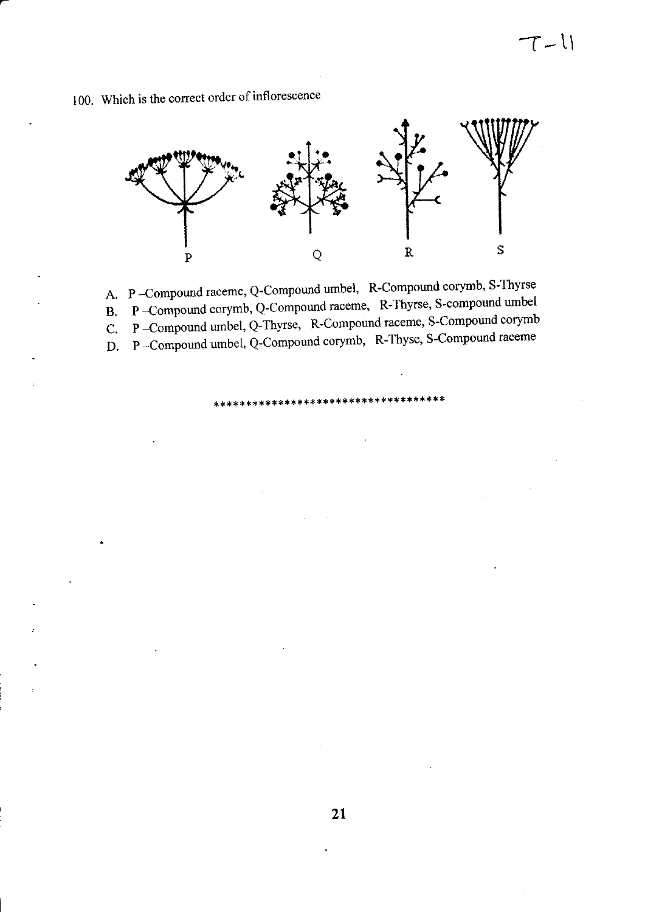100. Which is the correct order of inflorescence

P Q R S

A. P –Compound raceme, Q-Compound umbel, R-Compound corymb, S-Thyrse
B. P –Compound corymb, Q-Compound raceme, R-Thyrse, S-compound umbel
C. P –Compound umbel, Q-Thyrse, R-Compound raceme, S-Compound corymb
D. P –Compound umbel, Q-Compound corymb, R-Thyse, S-Compound raceme

***********************************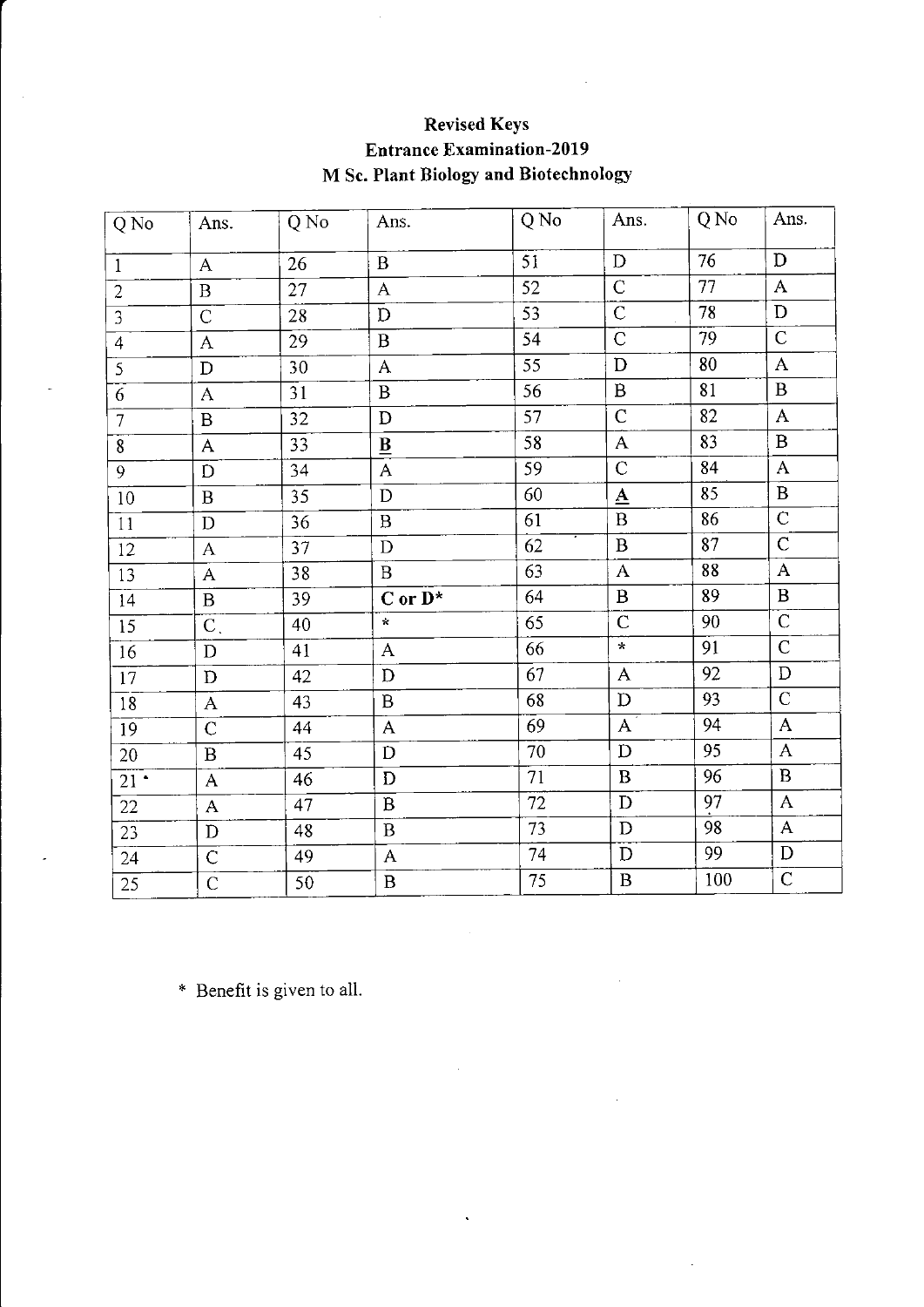# Revised Keys
## Entrance Examination-2019
## M Sc. Plant Biology and Biotechnology

| Q No | Ans. | Q No | Ans. | Q No | Ans. | Q No | Ans. |
|---|---|---|---|---|---|---|---|
| 1 | A | 26 | B | 51 | D | 76 | D |
| 2 | B | 27 | A | 52 | C | 77 | A |
| 3 | C | 28 | D | 53 | C | 78 | D |
| 4 | A | 29 | B | 54 | C | 79 | C |
| 5 | D | 30 | A | 55 | D | 80 | A |
| 6 | A | 31 | B | 56 | B | 81 | B |
| 7 | B | 32 | D | 57 | C | 82 | A |
| 8 | A | 33 | **B** | 58 | A | 83 | B |
| 9 | D | 34 | A | 59 | C | 84 | A |
| 10 | B | 35 | D | 60 | **A** | 85 | B |
| 11 | D | 36 | B | 61 | B | 86 | C |
| 12 | A | 37 | D | 62 | B | 87 | C |
| 13 | A | 38 | B | 63 | A | 88 | A |
| 14 | B | 39 | **C or D*** | 64 | B | 89 | B |
| 15 | C | 40 | * | 65 | C | 90 | C |
| 16 | D | 41 | A | 66 | * | 91 | C |
| 17 | D | 42 | D | 67 | A | 92 | D |
| 18 | A | 43 | B | 68 | D | 93 | C |
| 19 | C | 44 | A | 69 | A | 94 | A |
| 20 | B | 45 | D | 70 | D | 95 | A |
| 21 | A | 46 | D | 71 | B | 96 | B |
| 22 | A | 47 | B | 72 | D | 97 | A |
| 23 | D | 48 | B | 73 | D | 98 | A |
| 24 | C | 49 | A | 74 | D | 99 | D |
| 25 | C | 50 | B | 75 | B | 100 | C |

\* Benefit is given to all.